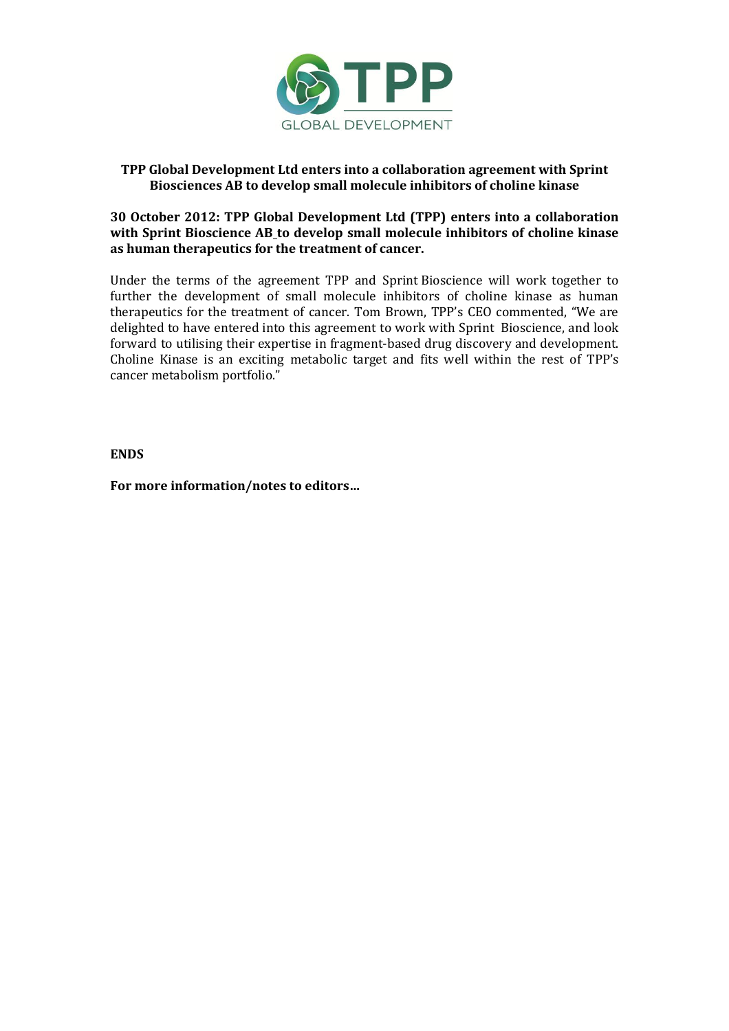# TPP Global Development Ltd enters into a collaboration agreement with Sprint Biosciences AB to develop small molecule inhibitors of choline kinase

**30 October 2012: TPP Global Development Ltd (TPP) enters into a collaboration with Sprint Bioscience AB to develop small molecule inhibitors of choline kinase as human therapeutics for the treatment of cancer.**

Under the terms of the agreement TPP and Sprint Bioscience will work together to further the development of small molecule inhibitors of choline kinase as human therapeutics for the treatment of cancer. Tom Brown, TPP's CEO commented, "We are delighted to have entered into this agreement to work with Sprint Bioscience, and look forward to utilising their expertise in fragment-based drug discovery and development. Choline Kinase is an exciting metabolic target and fits well within the rest of TPP's cancer metabolism portfolio."

**ENDS**

**For more information/notes to editors…**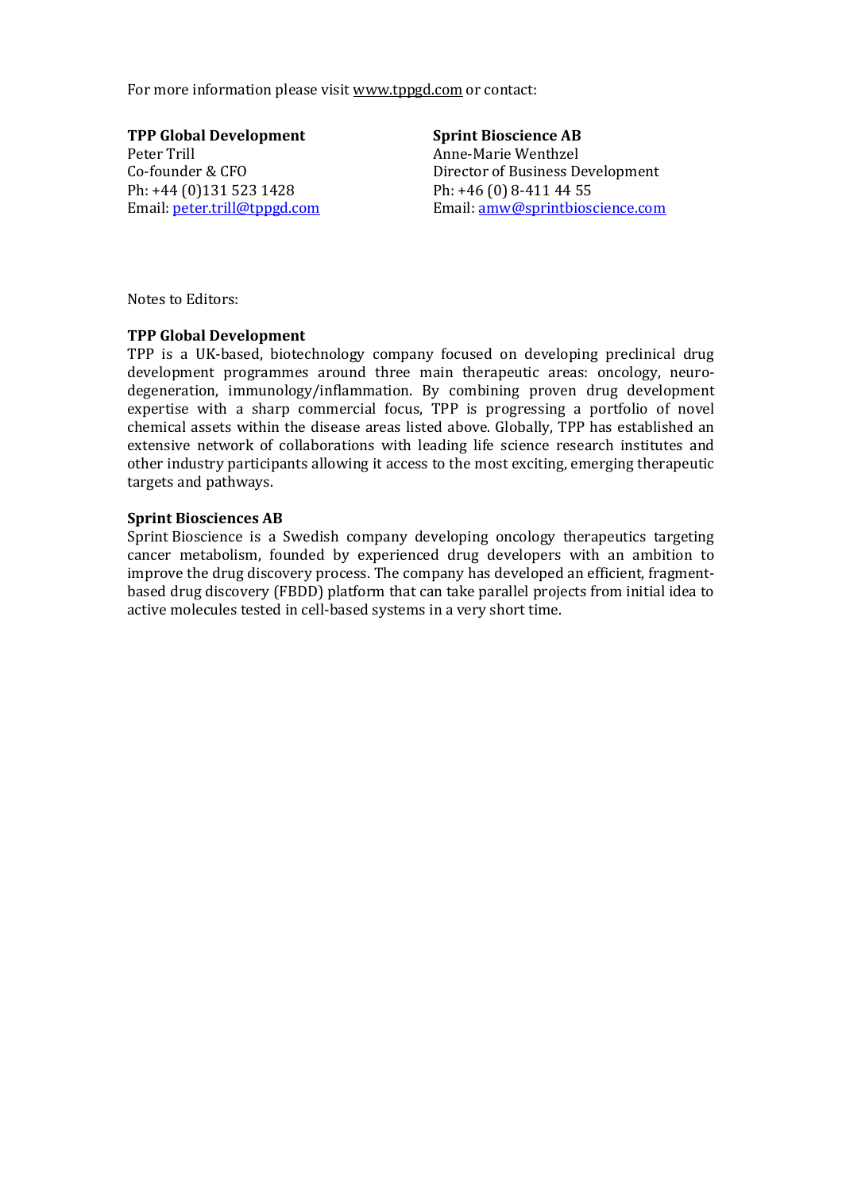For more information please visit www.tppgd.com or contact:

**TPP Global Development**
Peter Trill
Co-founder & CFO
Ph: +44 (0)131 523 1428
Email: peter.trill@tppgd.com

**Sprint Bioscience AB**
Anne-Marie Wenthzel
Director of Business Development
Ph: +46 (0) 8-411 44 55
Email: amw@sprintbioscience.com

Notes to Editors:

**TPP Global Development**
TPP is a UK-based, biotechnology company focused on developing preclinical drug development programmes around three main therapeutic areas: oncology, neuro-degeneration, immunology/inflammation. By combining proven drug development expertise with a sharp commercial focus, TPP is progressing a portfolio of novel chemical assets within the disease areas listed above. Globally, TPP has established an extensive network of collaborations with leading life science research institutes and other industry participants allowing it access to the most exciting, emerging therapeutic targets and pathways.

**Sprint Biosciences AB**
Sprint Bioscience is a Swedish company developing oncology therapeutics targeting cancer metabolism, founded by experienced drug developers with an ambition to improve the drug discovery process. The company has developed an efficient, fragment-based drug discovery (FBDD) platform that can take parallel projects from initial idea to active molecules tested in cell-based systems in a very short time.